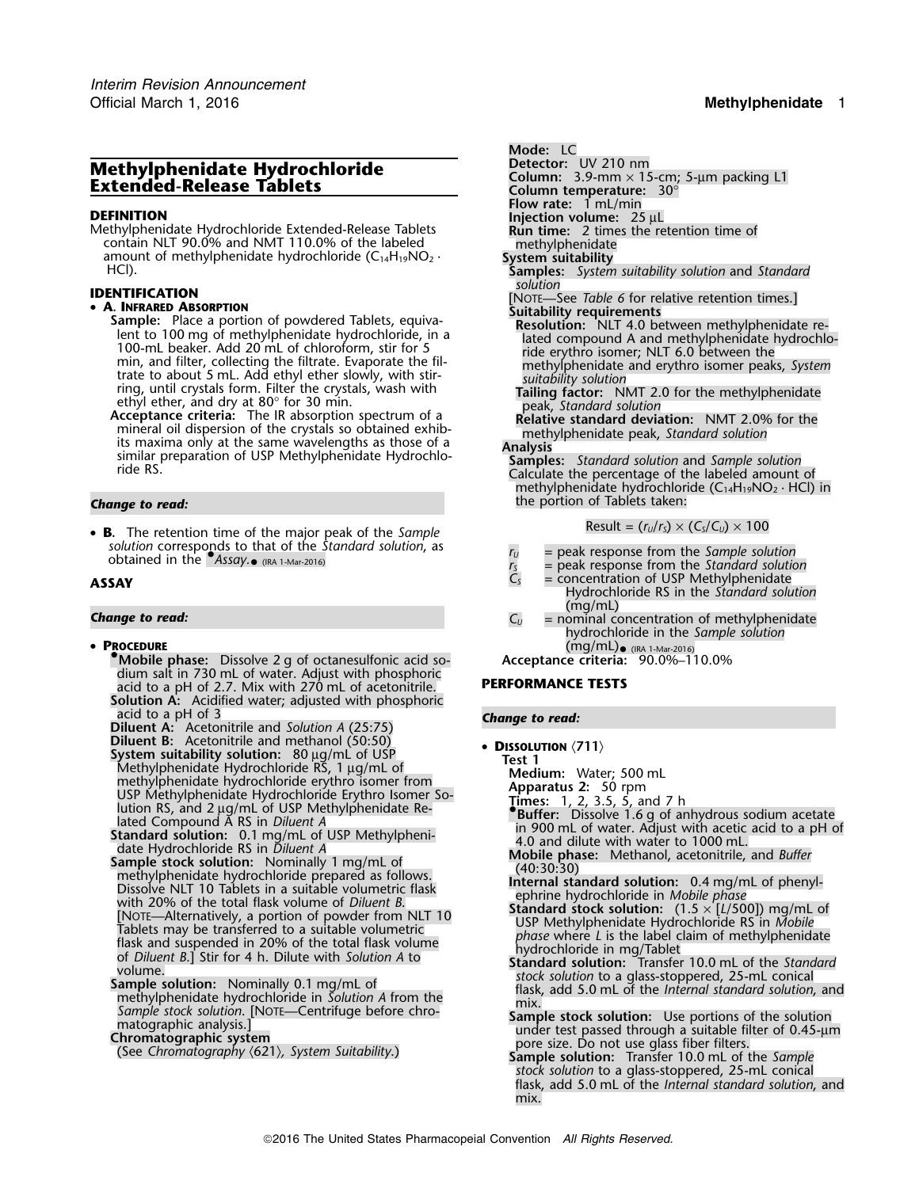# Methylphenidate Hydrochloride Extended-Release Tablets

## DEFINITION

Methylphenidate Hydrochloride Extended-Release Tablets contain NLT 90.0% and NMT 110.0% of the labeled amount of methylphenidate hydrochloride ($C_{14}H_{19}NO_2 \cdot HCl$).

## IDENTIFICATION

- **A. Infrared Absorption**

  **Sample:** Place a portion of powdered Tablets, equivalent to 100 mg of methylphenidate hydrochloride, in a 100-mL beaker. Add 20 mL of chloroform, stir for 5 min, and filter, collecting the filtrate. Evaporate the filtrate to about 5 mL. Add ethyl ether slowly, with stirring, until crystals form. Filter the crystals, wash with ethyl ether, and dry at 80° for 30 min.

  **Acceptance criteria:** The IR absorption spectrum of a mineral oil dispersion of the crystals so obtained exhibits its maxima only at the same wavelengths as those of a similar preparation of USP Methylphenidate Hydrochloride RS.

*Change to read:*

- **B.** The retention time of the major peak of the *Sample solution* corresponds to that of the *Standard solution*, as obtained in the •*Assay*.• (IRA 1-Mar-2016)

## ASSAY

*Change to read:*

- **Procedure**

  •**Mobile phase:** Dissolve 2 g of octanesulfonic acid sodium salt in 730 mL of water. Adjust with phosphoric acid to a pH of 2.7. Mix with 270 mL of acetonitrile.

  **Solution A:** Acidified water; adjusted with phosphoric acid to a pH of 3

  **Diluent A:** Acetonitrile and *Solution A* (25:75)

  **Diluent B:** Acetonitrile and methanol (50:50)

  **System suitability solution:** 80 µg/mL of USP Methylphenidate Hydrochloride RS, 1 µg/mL of methylphenidate hydrochloride erythro isomer from USP Methylphenidate Hydrochloride Erythro Isomer Solution RS, and 2 µg/mL of USP Methylphenidate Related Compound A RS in *Diluent A*

  **Standard solution:** 0.1 mg/mL of USP Methylphenidate Hydrochloride RS in *Diluent A*

  **Sample stock solution:** Nominally 1 mg/mL of methylphenidate hydrochloride prepared as follows. Dissolve NLT 10 Tablets in a suitable volumetric flask with 20% of the total flask volume of *Diluent B*. [Note—Alternatively, a portion of powder from NLT 10 Tablets may be transferred to a suitable volumetric flask and suspended in 20% of the total flask volume of *Diluent B*.] Stir for 4 h. Dilute with *Solution A* to volume.

  **Sample solution:** Nominally 0.1 mg/mL of methylphenidate hydrochloride in *Solution A* from the *Sample stock solution*. [Note—Centrifuge before chromatographic analysis.]

  **Chromatographic system**

  (See *Chromatography* ⟨621⟩, *System Suitability*.)

  **Mode:** LC

  **Detector:** UV 210 nm

  **Column:** 3.9-mm × 15-cm; 5-µm packing L1

  **Column temperature:** 30°

  **Flow rate:** 1 mL/min

  **Injection volume:** 25 µL

  **Run time:** 2 times the retention time of methylphenidate

  **System suitability**

  **Samples:** *System suitability solution* and *Standard solution*

  [Note—See *Table 6* for relative retention times.]

  **Suitability requirements**

  **Resolution:** NLT 4.0 between methylphenidate related compound A and methylphenidate hydrochloride erythro isomer; NLT 6.0 between the methylphenidate and erythro isomer peaks, *System suitability solution*

  **Tailing factor:** NMT 2.0 for the methylphenidate peak, *Standard solution*

  **Relative standard deviation:** NMT 2.0% for the methylphenidate peak, *Standard solution*

  **Analysis**

  **Samples:** *Standard solution* and *Sample solution*

  Calculate the percentage of the labeled amount of methylphenidate hydrochloride ($C_{14}H_{19}NO_2 \cdot HCl$) in the portion of Tablets taken:

  $$\text{Result} = (r_U/r_S) \times (C_S/C_U) \times 100$$

  $r_U$ = peak response from the *Sample solution*

  $r_S$ = peak response from the *Standard solution*

  $C_S$ = concentration of USP Methylphenidate Hydrochloride RS in the *Standard solution* (mg/mL)

  $C_U$ = nominal concentration of methylphenidate hydrochloride in the *Sample solution* (mg/mL)• (IRA 1-Mar-2016)

  **Acceptance criteria:** 90.0%–110.0%

## PERFORMANCE TESTS

*Change to read:*

- **Dissolution** ⟨711⟩

  **Test 1**

  **Medium:** Water; 500 mL

  **Apparatus 2:** 50 rpm

  **Times:** 1, 2, 3.5, 5, and 7 h

  •**Buffer:** Dissolve 1.6 g of anhydrous sodium acetate in 900 mL of water. Adjust with acetic acid to a pH of 4.0 and dilute with water to 1000 mL.

  **Mobile phase:** Methanol, acetonitrile, and *Buffer* (40:30:30)

  **Internal standard solution:** 0.4 mg/mL of phenylephrine hydrochloride in *Mobile phase*

  **Standard stock solution:** (1.5 × [*L*/500]) mg/mL of USP Methylphenidate Hydrochloride RS in *Mobile phase* where *L* is the label claim of methylphenidate hydrochloride in mg/Tablet

  **Standard solution:** Transfer 10.0 mL of the *Standard stock solution* to a glass-stoppered, 25-mL conical flask, add 5.0 mL of the *Internal standard solution*, and mix.

  **Sample stock solution:** Use portions of the solution under test passed through a suitable filter of 0.45-µm pore size. Do not use glass fiber filters.

  **Sample solution:** Transfer 10.0 mL of the *Sample stock solution* to a glass-stoppered, 25-mL conical flask, add 5.0 mL of the *Internal standard solution*, and mix.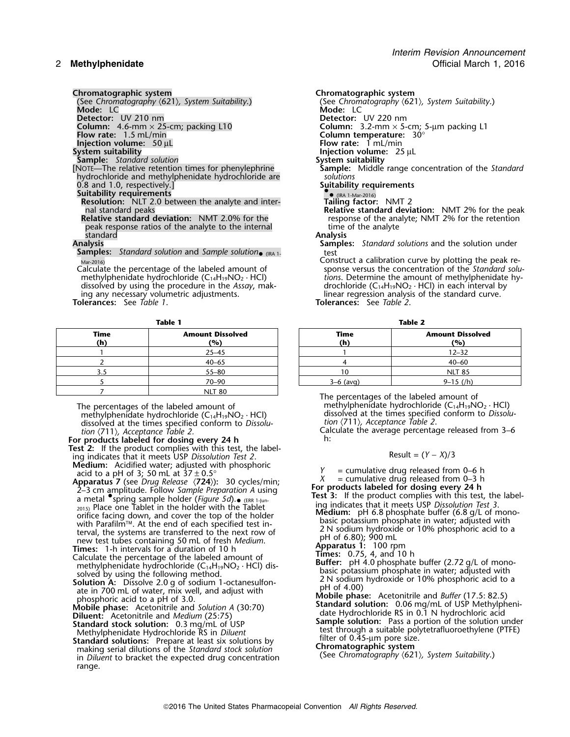**Chromatographic system**

(See *Chromatography* ⟨621⟩, *System Suitability*.)

**Mode:** LC

**Detector:** UV 210 nm

**Column:** 4.6-mm × 25-cm; packing L10

**Flow rate:** 1.5 mL/min

**Injection volume:** 50 µL

**System suitability**

**Sample:** *Standard solution*

[NOTE—The relative retention times for phenylephrine hydrochloride and methylphenidate hydrochloride are 0.8 and 1.0, respectively.]

**Suitability requirements**

**Resolution:** NLT 2.0 between the analyte and internal standard peaks

**Relative standard deviation:** NMT 2.0% for the peak response ratios of the analyte to the internal standard

**Analysis**

**Samples:** *Standard solution* and *Sample solution*● (IRA 1-Mar-2016)

Calculate the percentage of the labeled amount of methylphenidate hydrochloride ($C_{14}H_{19}NO_2 \cdot HCl$) dissolved by using the procedure in the *Assay*, making any necessary volumetric adjustments.

**Tolerances:** See *Table 1*.

**Table 1**

| Time (h) | Amount Dissolved (%) |
|---|---|
| 1 | 25–45 |
| 2 | 40–65 |
| 3.5 | 55–80 |
| 5 | 70–90 |
| 7 | NLT 80 |

The percentages of the labeled amount of methylphenidate hydrochloride ($C_{14}H_{19}NO_2 \cdot HCl$) dissolved at the times specified conform to *Dissolution* ⟨711⟩, *Acceptance Table 2*.

**For products labeled for dosing every 24 h**

**Test 2:** If the product complies with this test, the labeling indicates that it meets USP *Dissolution Test 2*.

**Medium:** Acidified water; adjusted with phosphoric acid to a pH of 3; 50 mL at 37 ± 0.5°

**Apparatus 7** (see *Drug Release* ⟨**724**⟩)**:** 30 cycles/min; 2–3 cm amplitude. Follow *Sample Preparation A* using a metal ●spring sample holder (*Figure 5d*).● (ERR 1-Jun-2015) Place one Tablet in the holder with the Tablet orifice facing down, and cover the top of the holder with Parafilm™. At the end of each specified test interval, the systems are transferred to the next row of new test tubes containing 50 mL of fresh *Medium*.

**Times:** 1-h intervals for a duration of 10 h

Calculate the percentage of the labeled amount of methylphenidate hydrochloride ($C_{14}H_{19}NO_2 \cdot HCl$) dissolved by using the following method.

**Solution A:** Dissolve 2.0 g of sodium 1-octanesulfonate in 700 mL of water, mix well, and adjust with phosphoric acid to a pH of 3.0.

**Mobile phase:** Acetonitrile and *Solution A* (30:70)

**Diluent:** Acetonitrile and *Medium* (25:75)

**Standard stock solution:** 0.3 mg/mL of USP Methylphenidate Hydrochloride RS in *Diluent*

**Standard solutions:** Prepare at least six solutions by making serial dilutions of the *Standard stock solution* in *Diluent* to bracket the expected drug concentration range.

**Chromatographic system**

(See *Chromatography* ⟨621⟩, *System Suitability*.)

**Mode:** LC

**Detector:** UV 220 nm

**Column:** 3.2-mm × 5-cm; 5-µm packing L1

**Column temperature:** 30°

**Flow rate:** 1 mL/min

**Injection volume:** 25 µL

**System suitability**

**Sample:** Middle range concentration of the *Standard solutions*

**Suitability requirements**

● (IRA 1-Mar-2016)

**Tailing factor:** NMT 2

**Relative standard deviation:** NMT 2% for the peak response of the analyte; NMT 2% for the retention time of the analyte

**Analysis**

**Samples:** *Standard solutions* and the solution under test

Construct a calibration curve by plotting the peak response versus the concentration of the *Standard solutions*. Determine the amount of methylphenidate hydrochloride ($C_{14}H_{19}NO_2 \cdot HCl$) in each interval by linear regression analysis of the standard curve.

**Tolerances:** See *Table 2*.

**Table 2**

| Time (h) | Amount Dissolved (%) |
|---|---|
| 1 | 12–32 |
| 4 | 40–60 |
| 10 | NLT 85 |
| 3–6 (avg) | 9–15 (/h) |

The percentages of the labeled amount of methylphenidate hydrochloride ($C_{14}H_{19}NO_2 \cdot HCl$) dissolved at the times specified conform to *Dissolution* ⟨711⟩, *Acceptance Table 2*.

Calculate the average percentage released from 3–6 h:

$$\text{Result} = (Y - X)/3$$

$Y$ = cumulative drug released from 0–6 h

$X$ = cumulative drug released from 0–3 h

**For products labeled for dosing every 24 h**

**Test 3:** If the product complies with this test, the labeling indicates that it meets USP *Dissolution Test 3*.

**Medium:** pH 6.8 phosphate buffer (6.8 g/L of monobasic potassium phosphate in water; adjusted with 2 N sodium hydroxide or 10% phosphoric acid to a pH of 6.80); 900 mL

**Apparatus 1:** 100 rpm

**Times:** 0.75, 4, and 10 h

**Buffer:** pH 4.0 phosphate buffer (2.72 g/L of monobasic potassium phosphate in water; adjusted with 2 N sodium hydroxide or 10% phosphoric acid to a pH of 4.00)

**Mobile phase:** Acetonitrile and *Buffer* (17.5: 82.5)

**Standard solution:** 0.06 mg/mL of USP Methylphenidate Hydrochloride RS in 0.1 N hydrochloric acid

**Sample solution:** Pass a portion of the solution under test through a suitable polytetrafluoroethylene (PTFE) filter of 0.45-µm pore size.

**Chromatographic system**

(See *Chromatography* ⟨621⟩, *System Suitability*.)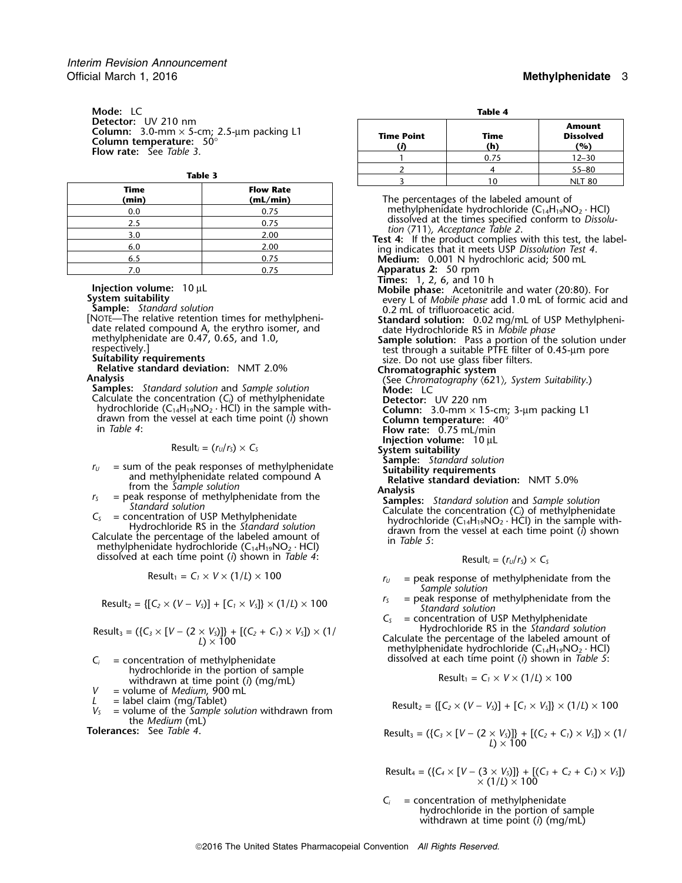**Mode:** LC
**Detector:** UV 210 nm
**Column:** 3.0-mm × 5-cm; 2.5-µm packing L1
**Column temperature:** 50°
**Flow rate:** See *Table 3*.

**Table 3**

| Time (min) | Flow Rate (mL/min) |
|---|---|
| 0.0 | 0.75 |
| 2.5 | 0.75 |
| 3.0 | 2.00 |
| 6.0 | 2.00 |
| 6.5 | 0.75 |
| 7.0 | 0.75 |

**Injection volume:** 10 µL
**System suitability**
**Sample:** *Standard solution*
[NOTE—The relative retention times for methylphenidate related compound A, the erythro isomer, and methylphenidate are 0.47, 0.65, and 1.0, respectively.]
**Suitability requirements**
**Relative standard deviation:** NMT 2.0%
**Analysis**
**Samples:** *Standard solution* and *Sample solution*
Calculate the concentration ($C_i$) of methylphenidate hydrochloride ($C_{14}H_{19}NO_2 \cdot HCl$) in the sample withdrawn from the vessel at each time point ($i$) shown in *Table 4*:

$$\text{Result}_i = (r_U/r_S) \times C_S$$

$r_U$ = sum of the peak responses of methylphenidate and methylphenidate related compound A from the *Sample solution*
$r_S$ = peak response of methylphenidate from the *Standard solution*
$C_S$ = concentration of USP Methylphenidate Hydrochloride RS in the *Standard solution*

Calculate the percentage of the labeled amount of methylphenidate hydrochloride ($C_{14}H_{19}NO_2 \cdot HCl$) dissolved at each time point ($i$) shown in *Table 4*:

$$\text{Result}_1 = C_1 \times V \times (1/L) \times 100$$

$$\text{Result}_2 = \{[C_2 \times (V - V_S)] + [C_1 \times V_S]\} \times (1/L) \times 100$$

$$\text{Result}_3 = (\{C_3 \times [V - (2 \times V_S)]\} + [(C_2 + C_1) \times V_S]) \times (1/L) \times 100$$

$C_i$ = concentration of methylphenidate hydrochloride in the portion of sample withdrawn at time point ($i$) (mg/mL)
$V$ = volume of *Medium*, 900 mL
$L$ = label claim (mg/Tablet)
$V_S$ = volume of the *Sample solution* withdrawn from the *Medium* (mL)

**Tolerances:** See *Table 4*.

**Table 4**

| Time Point ($i$) | Time (h) | Amount Dissolved (%) |
|---|---|---|
| 1 | 0.75 | 12–30 |
| 2 | 4 | 55–80 |
| 3 | 10 | NLT 80 |

The percentages of the labeled amount of methylphenidate hydrochloride ($C_{14}H_{19}NO_2 \cdot HCl$) dissolved at the times specified conform to *Dissolution* ⟨711⟩, *Acceptance Table 2*.

**Test 4:** If the product complies with this test, the labeling indicates that it meets USP *Dissolution Test 4*.
**Medium:** 0.001 N hydrochloric acid; 500 mL
**Apparatus 2:** 50 rpm
**Times:** 1, 2, 6, and 10 h
**Mobile phase:** Acetonitrile and water (20:80). For every L of *Mobile phase* add 1.0 mL of formic acid and 0.2 mL of trifluoroacetic acid.
**Standard solution:** 0.02 mg/mL of USP Methylphenidate Hydrochloride RS in *Mobile phase*
**Sample solution:** Pass a portion of the solution under test through a suitable PTFE filter of 0.45-µm pore size. Do not use glass fiber filters.
**Chromatographic system**
(See *Chromatography* ⟨621⟩, *System Suitability*.)
**Mode:** LC
**Detector:** UV 220 nm
**Column:** 3.0-mm × 15-cm; 3-µm packing L1
**Column temperature:** 40°
**Flow rate:** 0.75 mL/min
**Injection volume:** 10 µL
**System suitability**
**Sample:** *Standard solution*
**Suitability requirements**
**Relative standard deviation:** NMT 5.0%
**Analysis**
**Samples:** *Standard solution* and *Sample solution*
Calculate the concentration ($C_i$) of methylphenidate hydrochloride ($C_{14}H_{19}NO_2 \cdot HCl$) in the sample withdrawn from the vessel at each time point ($i$) shown in *Table 5*:

$$\text{Result}_i = (r_U/r_S) \times C_S$$

$r_U$ = peak response of methylphenidate from the *Sample solution*
$r_S$ = peak response of methylphenidate from the *Standard solution*
$C_S$ = concentration of USP Methylphenidate Hydrochloride RS in the *Standard solution*

Calculate the percentage of the labeled amount of methylphenidate hydrochloride ($C_{14}H_{19}NO_2 \cdot HCl$) dissolved at each time point ($i$) shown in *Table 5*:

$$\text{Result}_1 = C_1 \times V \times (1/L) \times 100$$

$$\text{Result}_2 = \{[C_2 \times (V - V_S)] + [C_1 \times V_S]\} \times (1/L) \times 100$$

$$\text{Result}_3 = (\{C_3 \times [V - (2 \times V_S)]\} + [(C_2 + C_1) \times V_S]) \times (1/L) \times 100$$

$$\text{Result}_4 = (\{C_4 \times [V - (3 \times V_S)]\} + [(C_3 + C_2 + C_1) \times V_S]) \times (1/L) \times 100$$

$C_i$ = concentration of methylphenidate hydrochloride in the portion of sample withdrawn at time point ($i$) (mg/mL)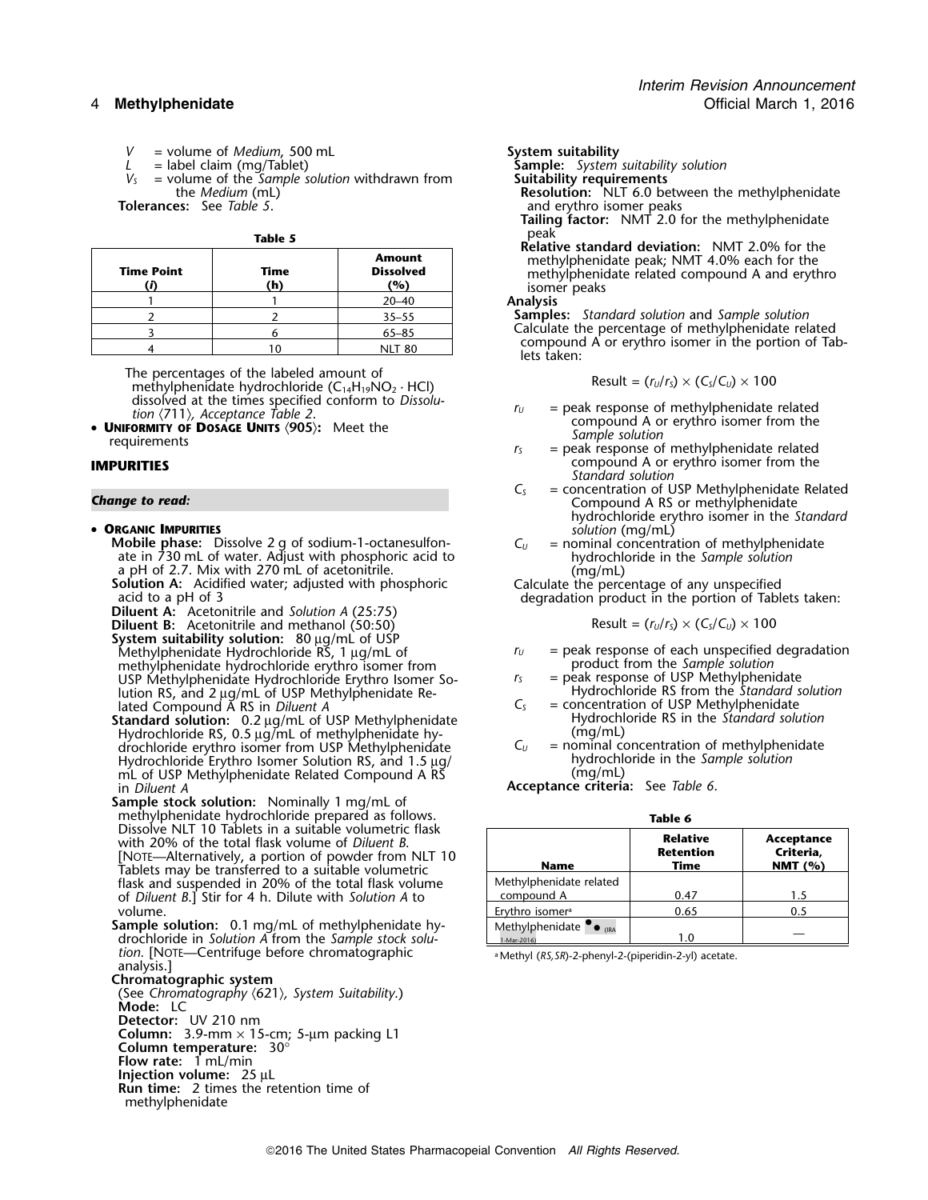$V$ = volume of *Medium*, 500 mL
$L$ = label claim (mg/Tablet)
$V_S$ = volume of the *Sample solution* withdrawn from the *Medium* (mL)

**Tolerances:** See *Table 5*.

**Table 5**

| Time Point ($i$) | Time (h) | Amount Dissolved (%) |
|---|---|---|
| 1 | 1 | 20–40 |
| 2 | 2 | 35–55 |
| 3 | 6 | 65–85 |
| 4 | 10 | NLT 80 |

The percentages of the labeled amount of methylphenidate hydrochloride ($C_{14}H_{19}NO_2 \cdot HCl$) dissolved at the times specified conform to *Dissolution* ⟨711⟩, *Acceptance Table 2*.

- **Uniformity of Dosage Units** ⟨905⟩**:** Meet the requirements

## IMPURITIES

***Change to read:***

- **Organic Impurities**

**Mobile phase:** Dissolve 2 g of sodium-1-octanesulfonate in 730 mL of water. Adjust with phosphoric acid to a pH of 2.7. Mix with 270 mL of acetonitrile.

**Solution A:** Acidified water; adjusted with phosphoric acid to a pH of 3

**Diluent A:** Acetonitrile and *Solution A* (25:75)

**Diluent B:** Acetonitrile and methanol (50:50)

**System suitability solution:** 80 µg/mL of USP Methylphenidate Hydrochloride RS, 1 µg/mL of methylphenidate hydrochloride erythro isomer from USP Methylphenidate Hydrochloride Erythro Isomer Solution RS, and 2 µg/mL of USP Methylphenidate Related Compound A RS in *Diluent A*

**Standard solution:** 0.2 µg/mL of USP Methylphenidate Hydrochloride RS, 0.5 µg/mL of methylphenidate hydrochloride erythro isomer from USP Methylphenidate Hydrochloride Erythro Isomer Solution RS, and 1.5 µg/mL of USP Methylphenidate Related Compound A RS in *Diluent A*

**Sample stock solution:** Nominally 1 mg/mL of methylphenidate hydrochloride prepared as follows. Dissolve NLT 10 Tablets in a suitable volumetric flask with 20% of the total flask volume of *Diluent B*. [Note—Alternatively, a portion of powder from NLT 10 Tablets may be transferred to a suitable volumetric flask and suspended in 20% of the total flask volume of *Diluent B*.] Stir for 4 h. Dilute with *Solution A* to volume.

**Sample solution:** 0.1 mg/mL of methylphenidate hydrochloride in *Solution A* from the *Sample stock solution*. [Note—Centrifuge before chromatographic analysis.]

**Chromatographic system**

(See *Chromatography* ⟨621⟩, *System Suitability*.)

**Mode:** LC

**Detector:** UV 210 nm

**Column:** 3.9-mm × 15-cm; 5-µm packing L1

**Column temperature:** 30°

**Flow rate:** 1 mL/min

**Injection volume:** 25 µL

**Run time:** 2 times the retention time of methylphenidate

**System suitability**

**Sample:** *System suitability solution*

**Suitability requirements**

**Resolution:** NLT 6.0 between the methylphenidate and erythro isomer peaks

**Tailing factor:** NMT 2.0 for the methylphenidate peak

**Relative standard deviation:** NMT 2.0% for the methylphenidate peak; NMT 4.0% each for the methylphenidate related compound A and erythro isomer peaks

**Analysis**

**Samples:** *Standard solution* and *Sample solution*

Calculate the percentage of methylphenidate related compound A or erythro isomer in the portion of Tablets taken:

$$\text{Result} = (r_U/r_S) \times (C_S/C_U) \times 100$$

$r_U$ = peak response of methylphenidate related compound A or erythro isomer from the *Sample solution*
$r_S$ = peak response of methylphenidate related compound A or erythro isomer from the *Standard solution*
$C_S$ = concentration of USP Methylphenidate Related Compound A RS or methylphenidate hydrochloride erythro isomer in the *Standard solution* (mg/mL)
$C_U$ = nominal concentration of methylphenidate hydrochloride in the *Sample solution* (mg/mL)

Calculate the percentage of any unspecified degradation product in the portion of Tablets taken:

$$\text{Result} = (r_U/r_S) \times (C_S/C_U) \times 100$$

$r_U$ = peak response of each unspecified degradation product from the *Sample solution*
$r_S$ = peak response of USP Methylphenidate Hydrochloride RS from the *Standard solution*
$C_S$ = concentration of USP Methylphenidate Hydrochloride RS in the *Standard solution* (mg/mL)
$C_U$ = nominal concentration of methylphenidate hydrochloride in the *Sample solution* (mg/mL)

**Acceptance criteria:** See *Table 6*.

**Table 6**

| Name | Relative Retention Time | Acceptance Criteria, NMT (%) |
|---|---|---|
| Methylphenidate related compound A | 0.47 | 1.5 |
| Erythro isomer[a] | 0.65 | 0.5 |
| Methylphenidate (IRA 1-Mar-2016) | 1.0 | — |

[a] Methyl (*RS,SR*)-2-phenyl-2-(piperidin-2-yl) acetate.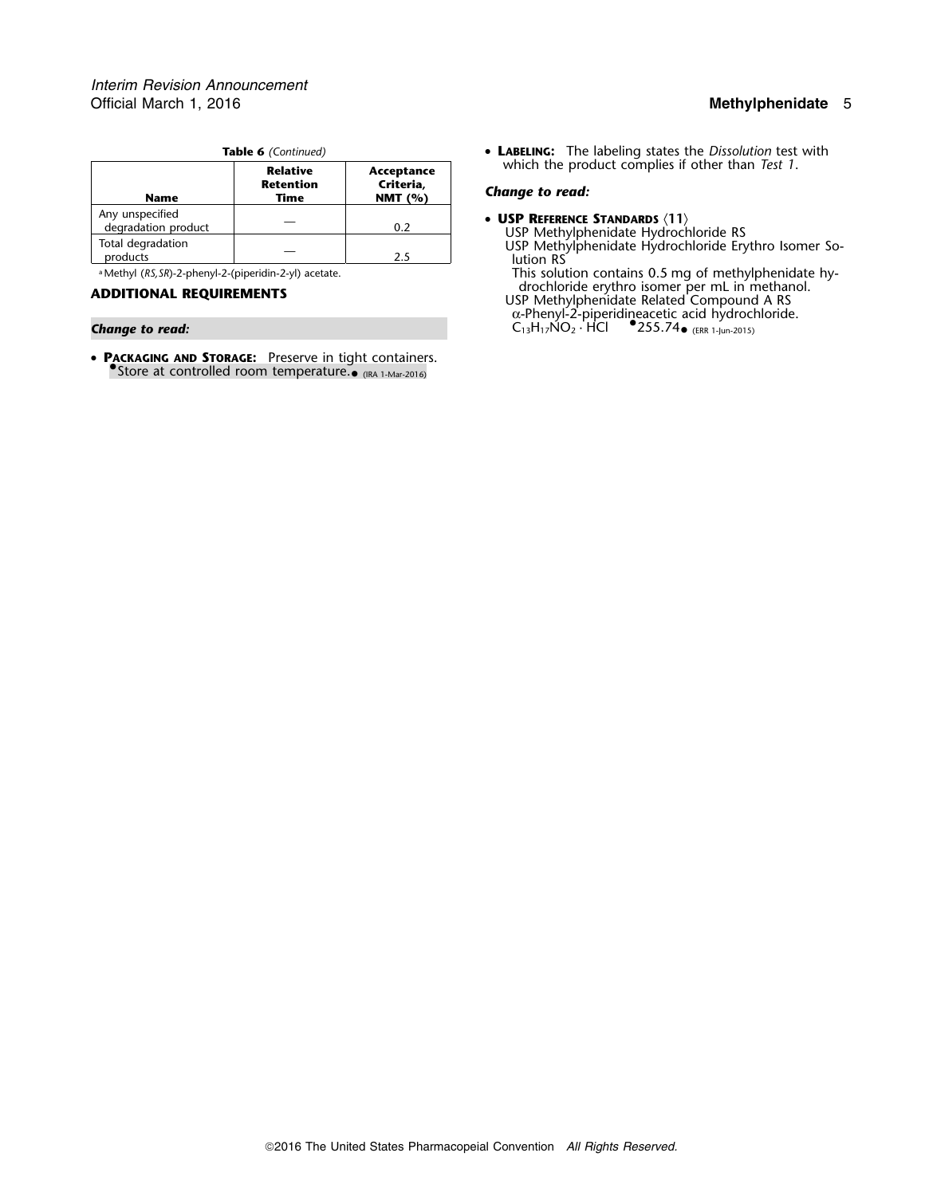**Table 6** *(Continued)*

| Name | Relative Retention Time | Acceptance Criteria, NMT (%) |
|---|---|---|
| Any unspecified degradation product | — | 0.2 |
| Total degradation products | — | 2.5 |

[a] Methyl (*RS,SR*)-2-phenyl-2-(piperidin-2-yl) acetate.

## ADDITIONAL REQUIREMENTS

***Change to read:***

- **Packaging and Storage:** Preserve in tight containers. •Store at controlled room temperature.• (IRA 1-Mar-2016)
- **Labeling:** The labeling states the *Dissolution* test with which the product complies if other than *Test 1*.

***Change to read:***

- **USP Reference Standards ⟨11⟩**
  USP Methylphenidate Hydrochloride RS
  USP Methylphenidate Hydrochloride Erythro Isomer Solution RS
  This solution contains 0.5 mg of methylphenidate hydrochloride erythro isomer per mL in methanol.
  USP Methylphenidate Related Compound A RS
  α-Phenyl-2-piperidineacetic acid hydrochloride.
  $C_{13}H_{17}NO_2 \cdot HCl$ •255.74• (ERR 1-Jun-2015)